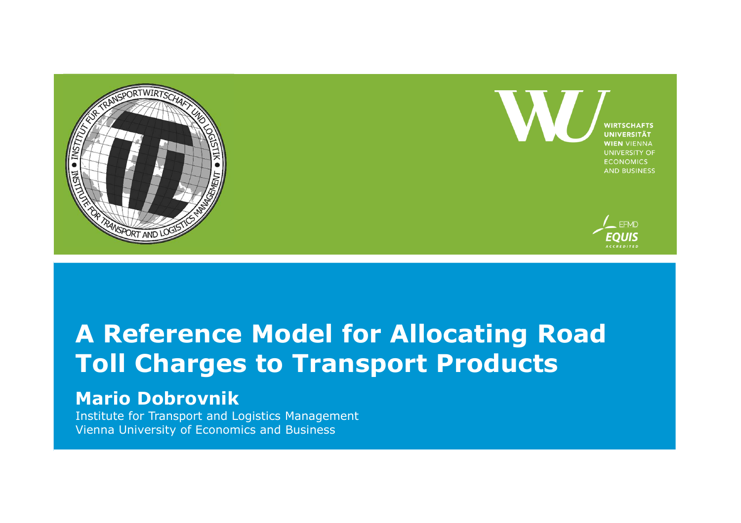# A Reference Model for Allocating Road Toll Charges to Transport Products

## Mario Dobrovnik

Institute for Transport and Logistics Management
Vienna University of Economics and Business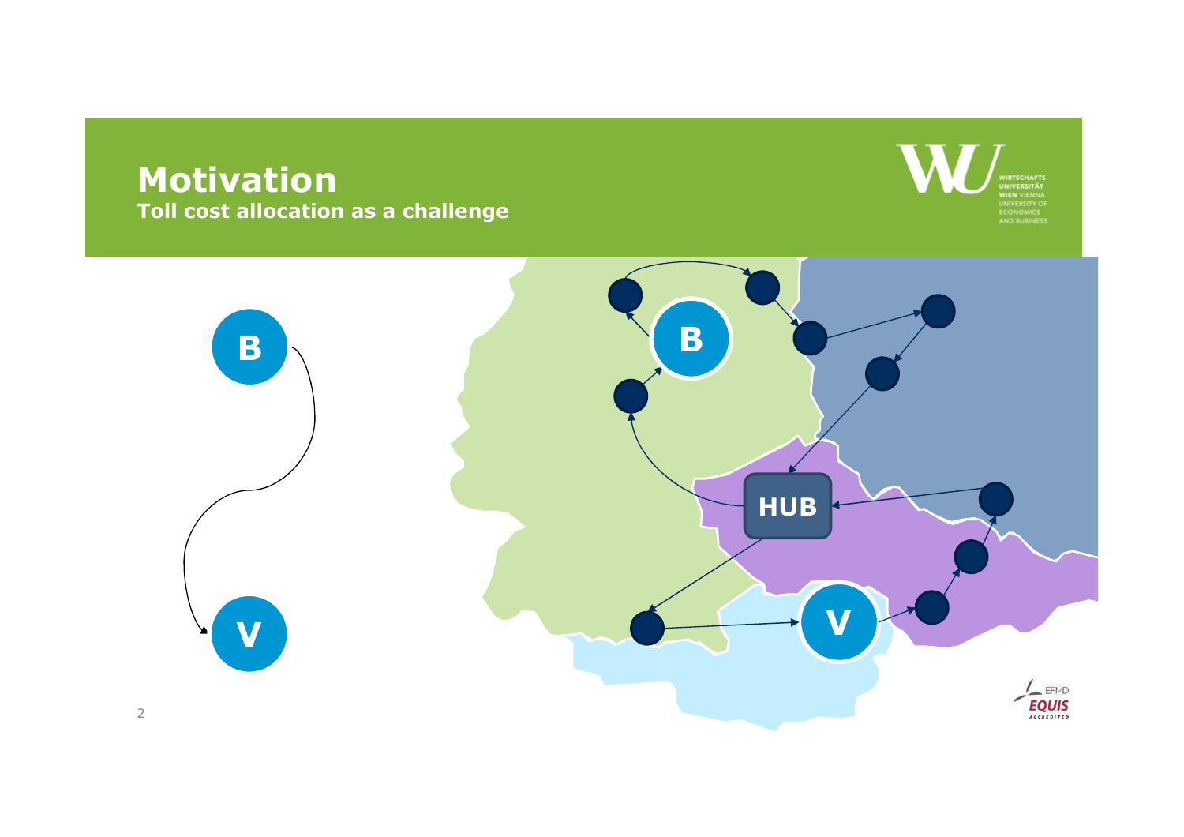# Motivation

## Toll cost allocation as a challenge

B

V

B

HUB

V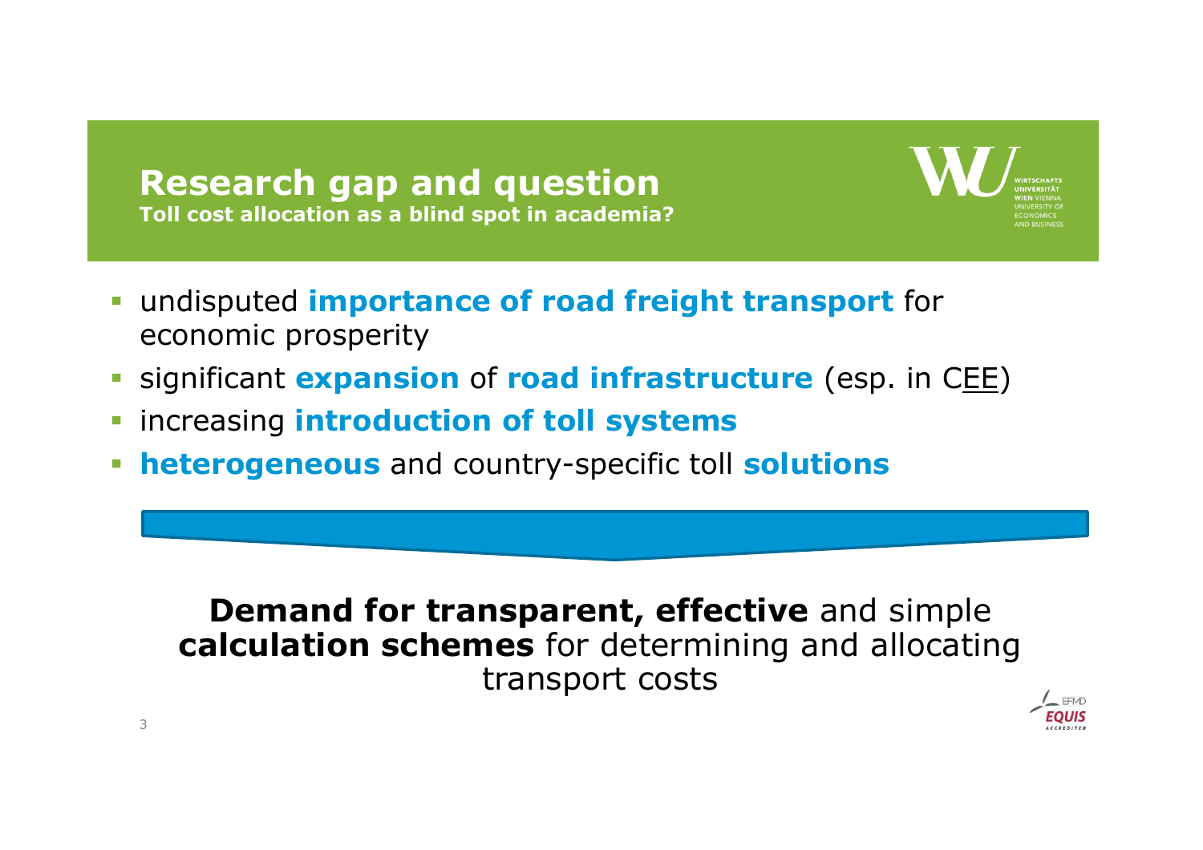# Research gap and question

**Toll cost allocation as a blind spot in academia?**

- undisputed **importance of road freight transport** for economic prosperity
- significant **expansion** of **road infrastructure** (esp. in CEE)
- increasing **introduction of toll systems**
- **heterogeneous** and country-specific toll **solutions**

**Demand for transparent, effective** and simple **calculation schemes** for determining and allocating transport costs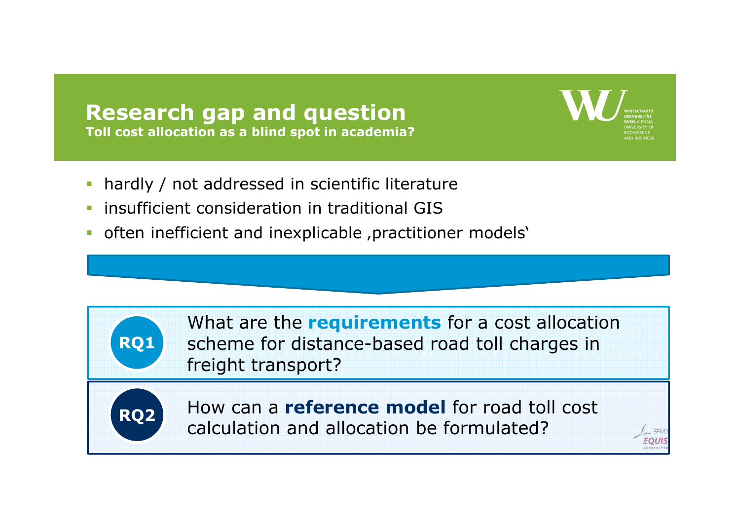# Research gap and question

**Toll cost allocation as a blind spot in academia?**

- hardly / not addressed in scientific literature
- insufficient consideration in traditional GIS
- often inefficient and inexplicable ‚practitioner models�the

**RQ1** What are the **requirements** for a cost allocation scheme for distance-based road toll charges in freight transport?

**RQ2** How can a **reference model** for road toll cost calculation and allocation be formulated?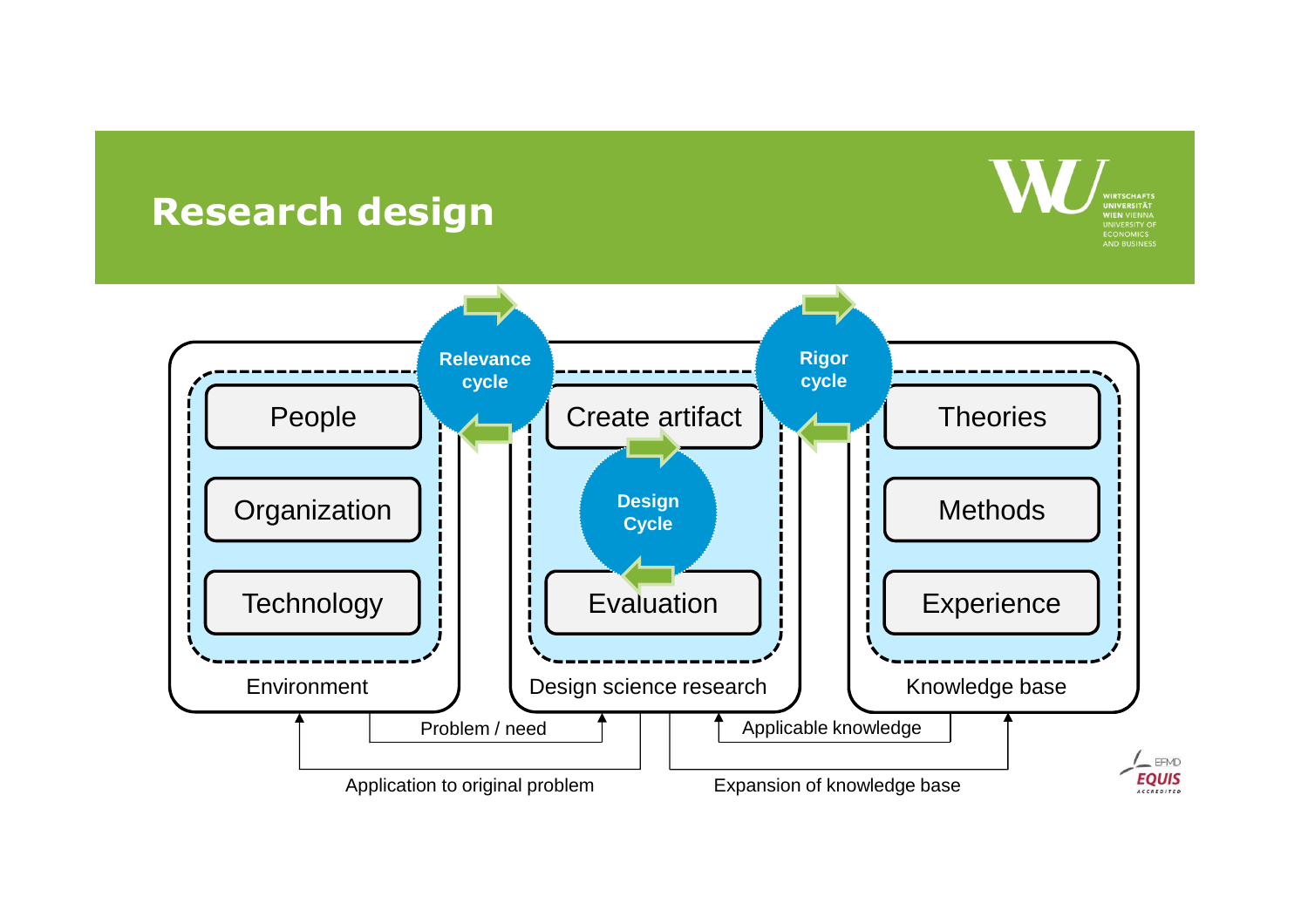# Research design

Relevance cycle

Rigor cycle

People

Organization

Technology

Environment

Create artifact

Design Cycle

Evaluation

Design science research

Theories

Methods

Experience

Knowledge base

Problem / need

Applicable knowledge

Application to original problem

Expansion of knowledge base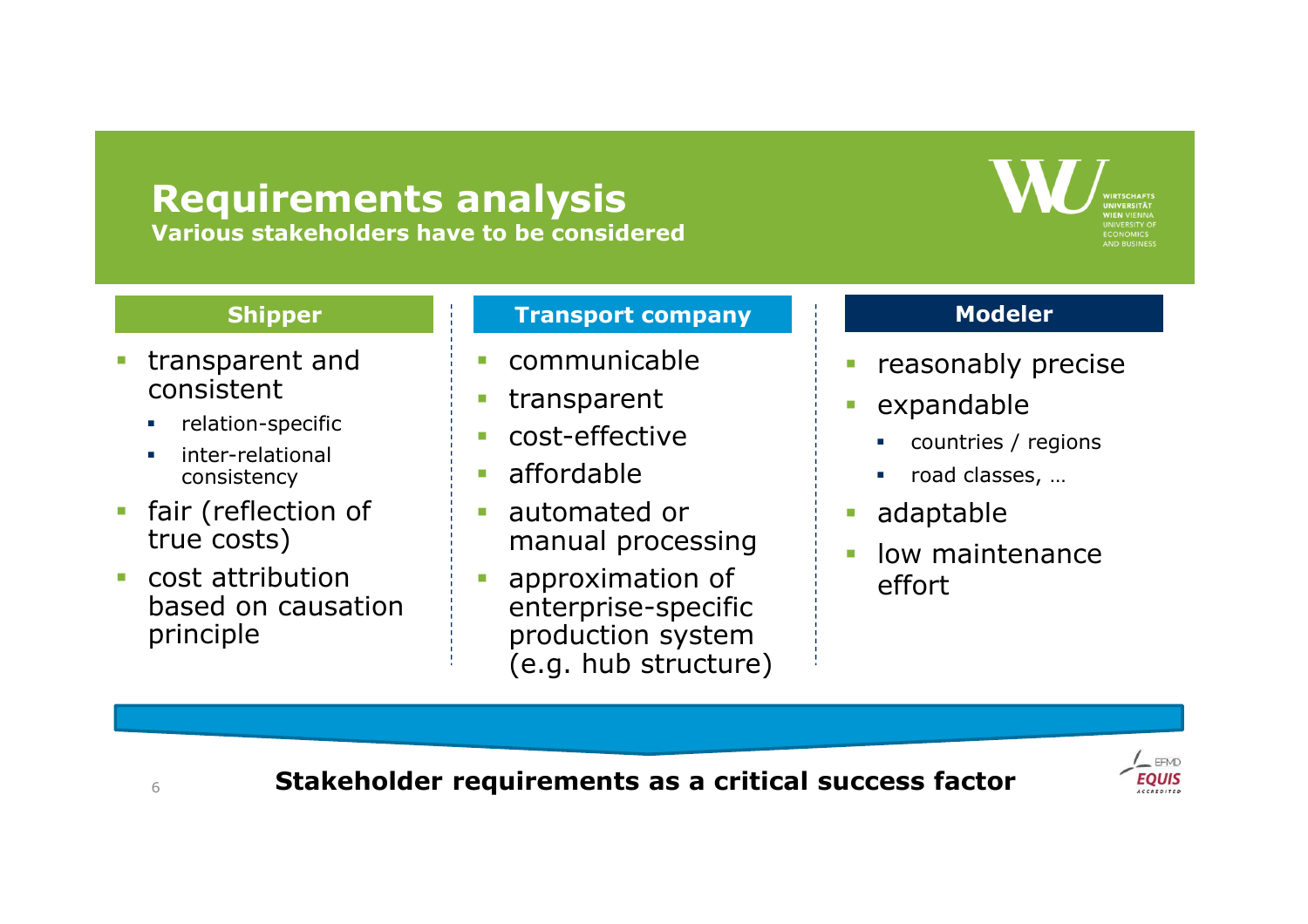# Requirements analysis

**Various stakeholders have to be considered**

### Shipper

- transparent and consistent
  - relation-specific
  - inter-relational consistency
- fair (reflection of true costs)
- cost attribution based on causation principle

### Transport company

- communicable
- transparent
- cost-effective
- affordable
- automated or manual processing
- approximation of enterprise-specific production system (e.g. hub structure)

### Modeler

- reasonably precise
- expandable
  - countries / regions
  - road classes, …
- adaptable
- low maintenance effort

**Stakeholder requirements as a critical success factor**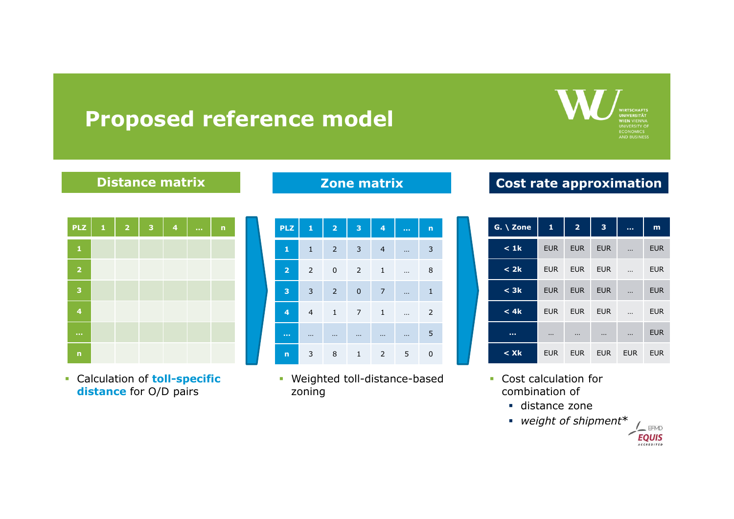# Proposed reference model

## Distance matrix

| PLZ | 1 | 2 | 3 | 4 | … | n |
|---|---|---|---|---|---|---|
| 1 | | | | | | |
| 2 | | | | | | |
| 3 | | | | | | |
| 4 | | | | | | |
| … | | | | | | |
| n | | | | | | |

- Calculation of **toll-specific distance** for O/D pairs

## Zone matrix

| PLZ | 1 | 2 | 3 | 4 | … | n |
|---|---|---|---|---|---|---|
| 1 | 1 | 2 | 3 | 4 | … | 3 |
| 2 | 2 | 0 | 2 | 1 | … | 8 |
| 3 | 3 | 2 | 0 | 7 | … | 1 |
| 4 | 4 | 1 | 7 | 1 | … | 2 |
| … | … | … | … | … | … | 5 |
| n | 3 | 8 | 1 | 2 | 5 | 0 |

- Weighted toll-distance-based zoning

## Cost rate approximation

| G. \ Zone | 1 | 2 | 3 | … | m |
|---|---|---|---|---|---|
| < 1k | EUR | EUR | EUR | … | EUR |
| < 2k | EUR | EUR | EUR | … | EUR |
| < 3k | EUR | EUR | EUR | … | EUR |
| < 4k | EUR | EUR | EUR | … | EUR |
| … | … | … | … | … | EUR |
| < Xk | EUR | EUR | EUR | EUR | EUR |

- Cost calculation for combination of
  - distance zone
  - *weight of shipment**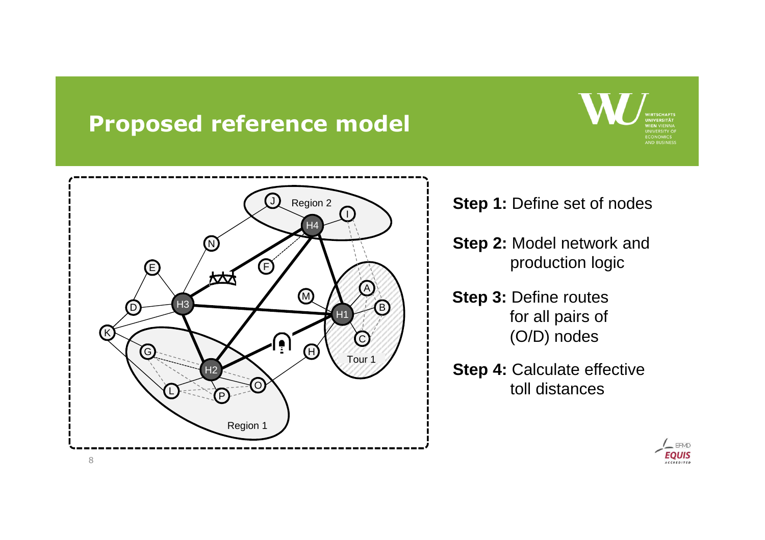# Proposed reference model

J
Region 2
I
H4
N
E
F
M
A
D
H3
H1
B
K
C
G
H
Tour 1
H2
O
L
P
Region 1

**Step 1:** Define set of nodes

**Step 2:** Model network and production logic

**Step 3:** Define routes for all pairs of (O/D) nodes

**Step 4:** Calculate effective toll distances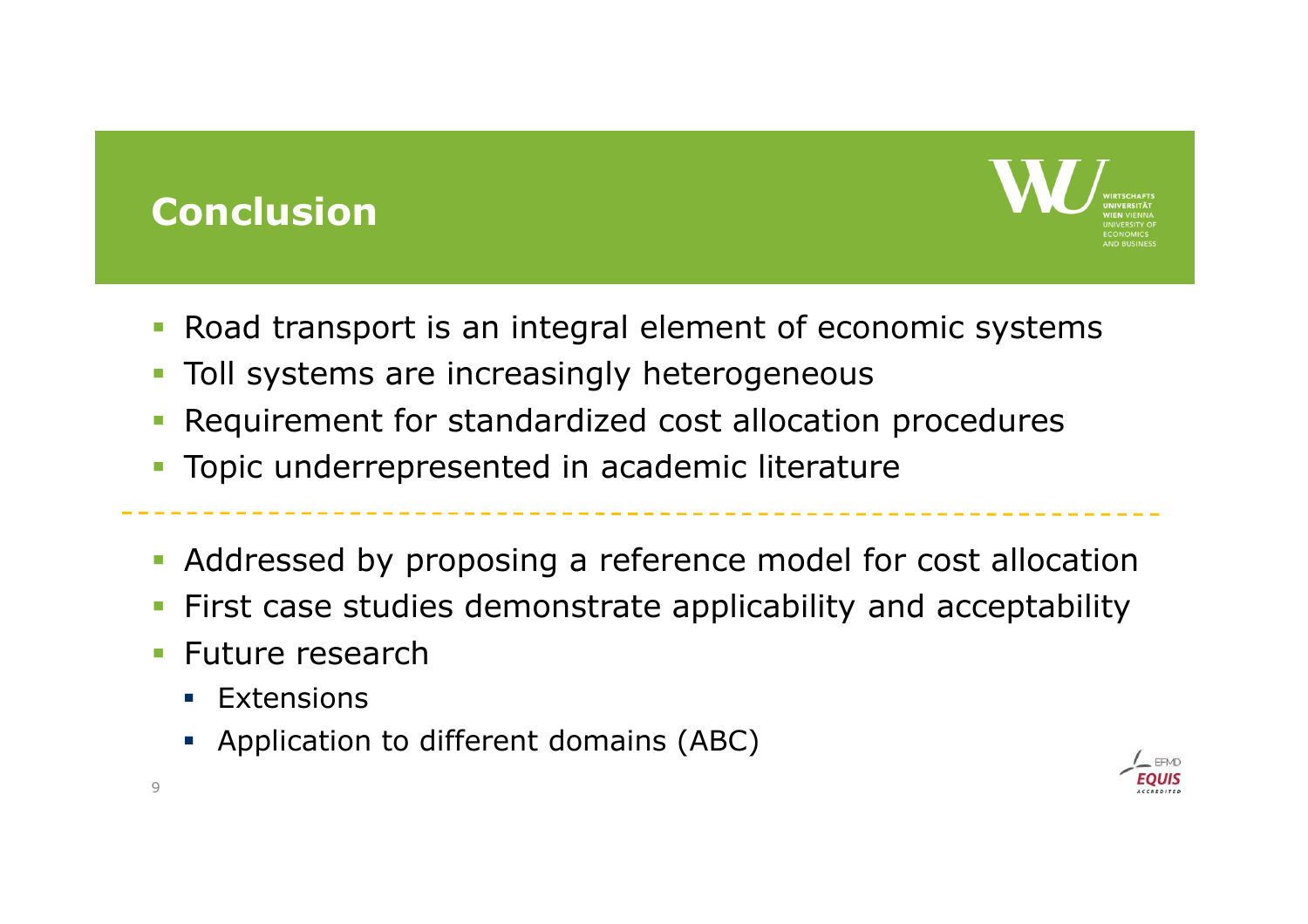# Conclusion

- Road transport is an integral element of economic systems
- Toll systems are increasingly heterogeneous
- Requirement for standardized cost allocation procedures
- Topic underrepresented in academic literature

---

- Addressed by proposing a reference model for cost allocation
- First case studies demonstrate applicability and acceptability
- Future research
  - Extensions
  - Application to different domains (ABC)